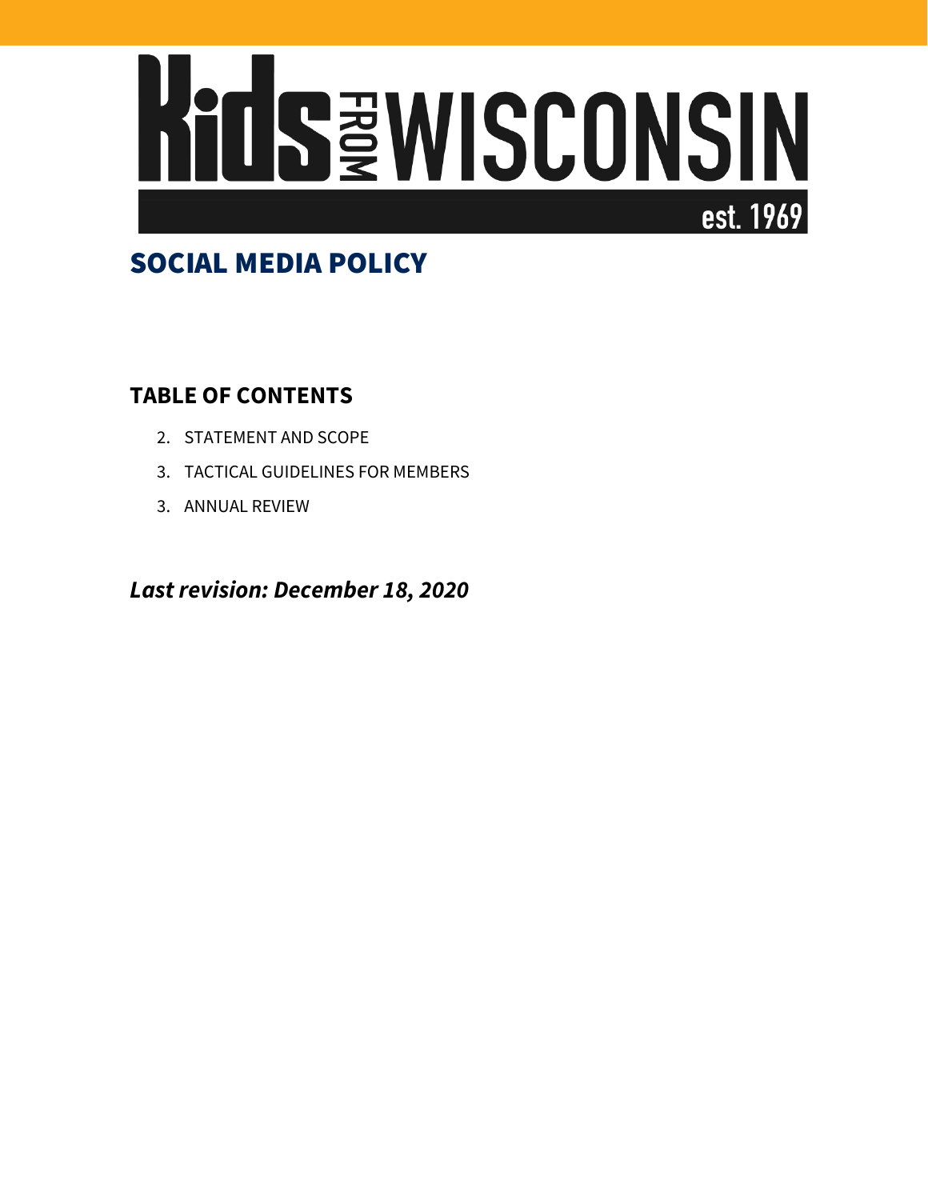# Kids FROM WISCONSIN

est. 1969

# SOCIAL MEDIA POLICY

## TABLE OF CONTENTS

2. STATEMENT AND SCOPE
3. TACTICAL GUIDELINES FOR MEMBERS
3. ANNUAL REVIEW

***Last revision: December 18, 2020***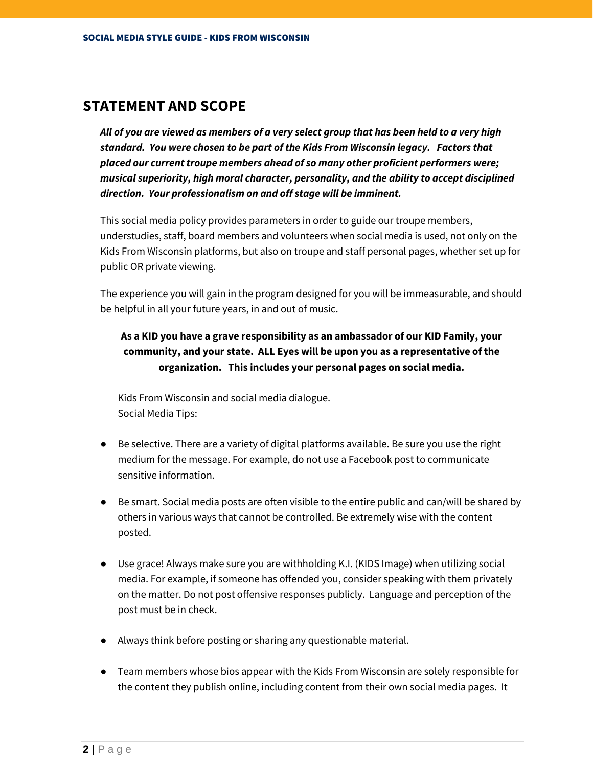## STATEMENT AND SCOPE

***All of you are viewed as members of a very select group that has been held to a very high standard. You were chosen to be part of the Kids From Wisconsin legacy. Factors that placed our current troupe members ahead of so many other proficient performers were; musical superiority, high moral character, personality, and the ability to accept disciplined direction. Your professionalism on and off stage will be imminent.***

This social media policy provides parameters in order to guide our troupe members, understudies, staff, board members and volunteers when social media is used, not only on the Kids From Wisconsin platforms, but also on troupe and staff personal pages, whether set up for public OR private viewing.

The experience you will gain in the program designed for you will be immeasurable, and should be helpful in all your future years, in and out of music.

**As a KID you have a grave responsibility as an ambassador of our KID Family, your community, and your state. ALL Eyes will be upon you as a representative of the organization. This includes your personal pages on social media.**

Kids From Wisconsin and social media dialogue.
Social Media Tips:

- Be selective. There are a variety of digital platforms available. Be sure you use the right medium for the message. For example, do not use a Facebook post to communicate sensitive information.

- Be smart. Social media posts are often visible to the entire public and can/will be shared by others in various ways that cannot be controlled. Be extremely wise with the content posted.

- Use grace! Always make sure you are withholding K.I. (KIDS Image) when utilizing social media. For example, if someone has offended you, consider speaking with them privately on the matter. Do not post offensive responses publicly. Language and perception of the post must be in check.

- Always think before posting or sharing any questionable material.

- Team members whose bios appear with the Kids From Wisconsin are solely responsible for the content they publish online, including content from their own social media pages. It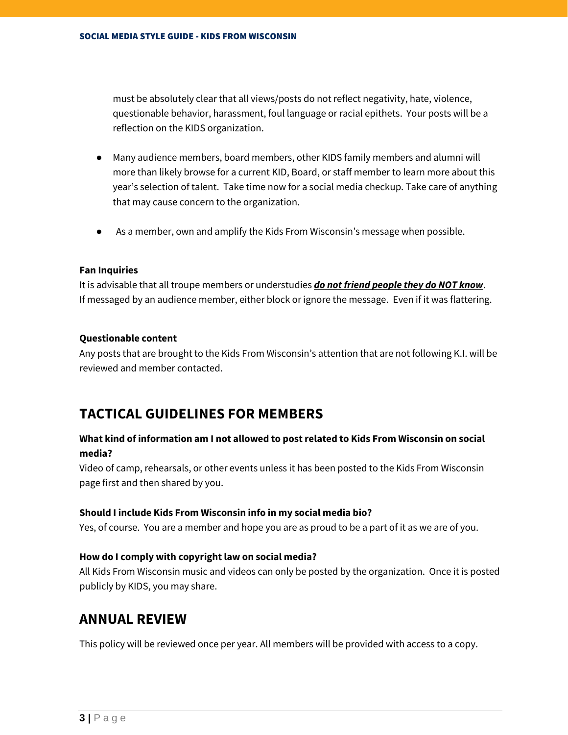must be absolutely clear that all views/posts do not reflect negativity, hate, violence, questionable behavior, harassment, foul language or racial epithets. Your posts will be a reflection on the KIDS organization.

- Many audience members, board members, other KIDS family members and alumni will more than likely browse for a current KID, Board, or staff member to learn more about this year's selection of talent. Take time now for a social media checkup. Take care of anything that may cause concern to the organization.
- As a member, own and amplify the Kids From Wisconsin's message when possible.

**Fan Inquiries**

It is advisable that all troupe members or understudies ***<u>do not friend people they do NOT know</u>***. If messaged by an audience member, either block or ignore the message. Even if it was flattering.

**Questionable content**

Any posts that are brought to the Kids From Wisconsin's attention that are not following K.I. will be reviewed and member contacted.

## TACTICAL GUIDELINES FOR MEMBERS

**What kind of information am I not allowed to post related to Kids From Wisconsin on social media?**

Video of camp, rehearsals, or other events unless it has been posted to the Kids From Wisconsin page first and then shared by you.

**Should I include Kids From Wisconsin info in my social media bio?**

Yes, of course. You are a member and hope you are as proud to be a part of it as we are of you.

**How do I comply with copyright law on social media?**

All Kids From Wisconsin music and videos can only be posted by the organization. Once it is posted publicly by KIDS, you may share.

## ANNUAL REVIEW

This policy will be reviewed once per year. All members will be provided with access to a copy.